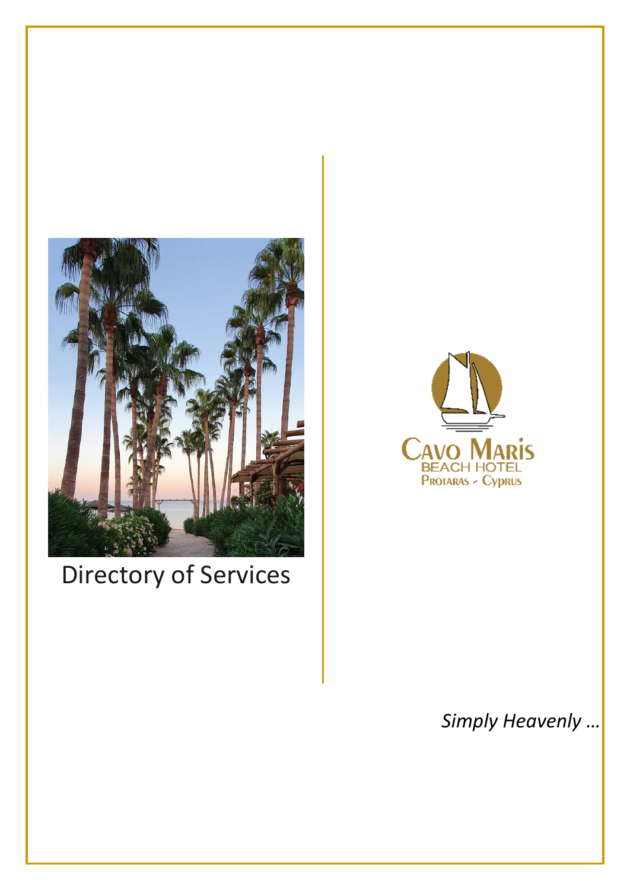# Directory of Services

Cavo Maris
BEACH HOTEL
Protaras - Cyprus

*Simply Heavenly …*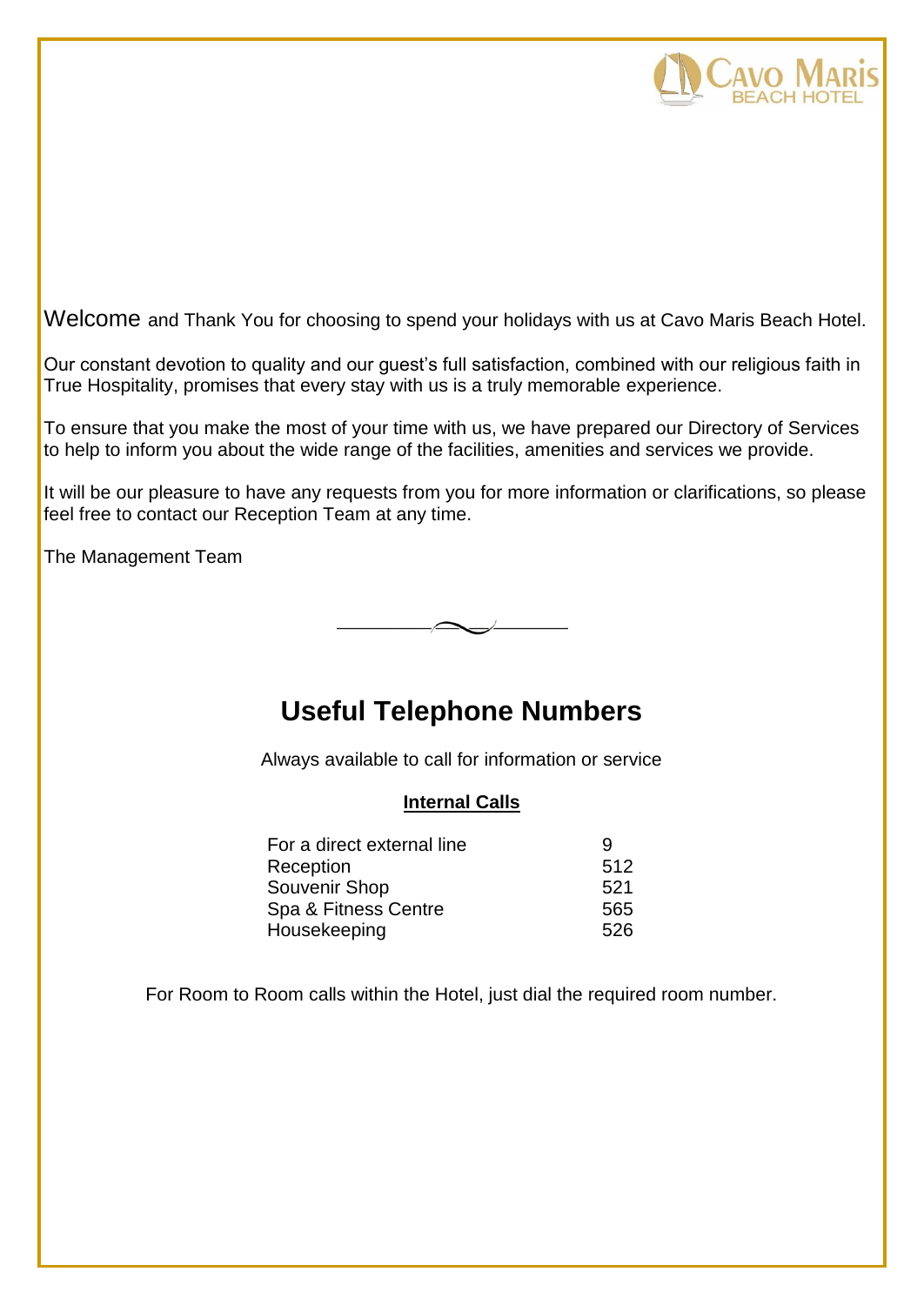Welcome and Thank You for choosing to spend your holidays with us at Cavo Maris Beach Hotel.

Our constant devotion to quality and our guest's full satisfaction, combined with our religious faith in True Hospitality, promises that every stay with us is a truly memorable experience.

To ensure that you make the most of your time with us, we have prepared our Directory of Services to help to inform you about the wide range of the facilities, amenities and services we provide.

It will be our pleasure to have any requests from you for more information or clarifications, so please feel free to contact our Reception Team at any time.

The Management Team

## Useful Telephone Numbers

Always available to call for information or service

**Internal Calls**

| | |
|---|---|
| For a direct external line | 9 |
| Reception | 512 |
| Souvenir Shop | 521 |
| Spa & Fitness Centre | 565 |
| Housekeeping | 526 |

For Room to Room calls within the Hotel, just dial the required room number.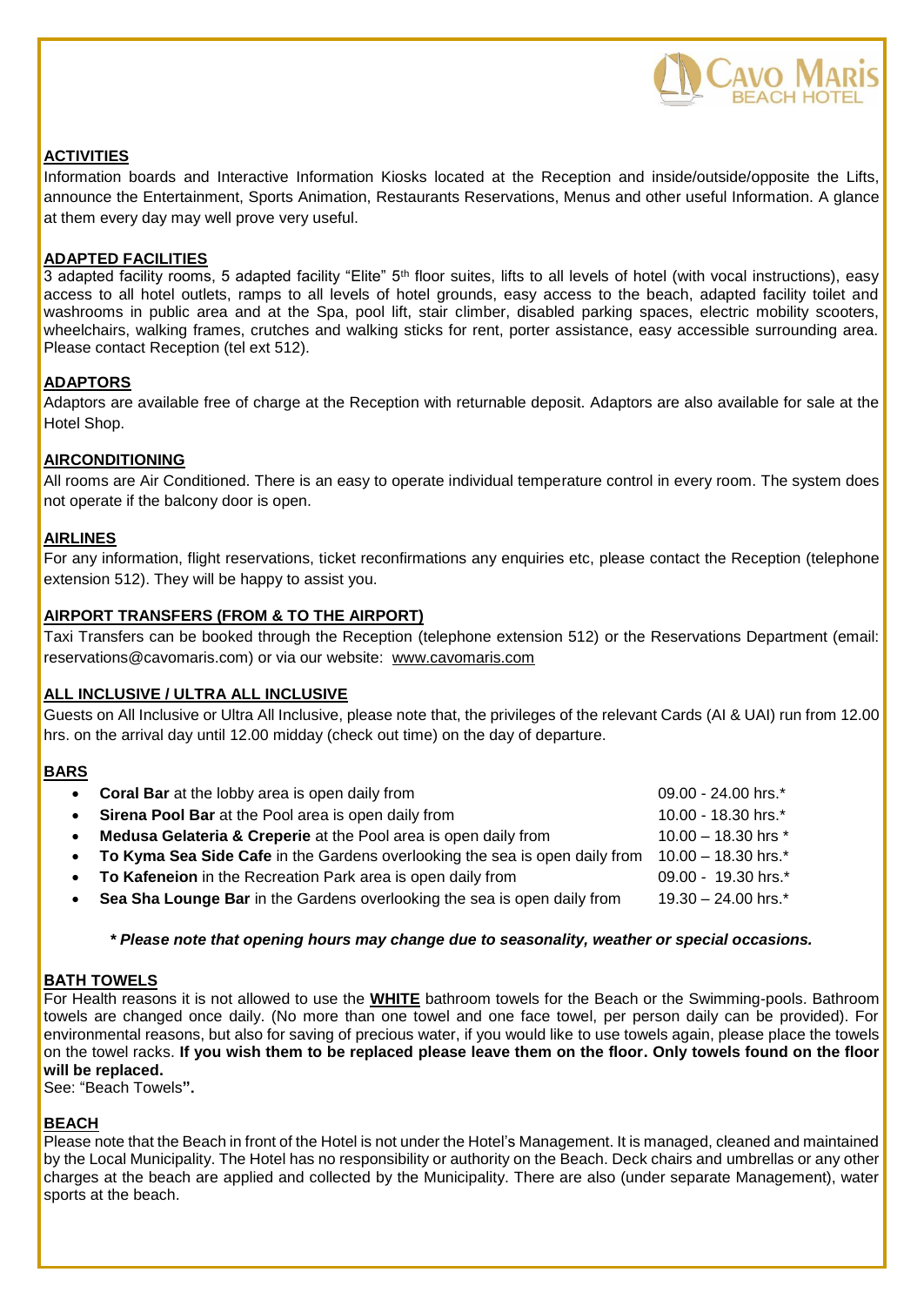## ACTIVITIES

Information boards and Interactive Information Kiosks located at the Reception and inside/outside/opposite the Lifts, announce the Entertainment, Sports Animation, Restaurants Reservations, Menus and other useful Information. A glance at them every day may well prove very useful.

## ADAPTED FACILITIES

3 adapted facility rooms, 5 adapted facility "Elite" 5th floor suites, lifts to all levels of hotel (with vocal instructions), easy access to all hotel outlets, ramps to all levels of hotel grounds, easy access to the beach, adapted facility toilet and washrooms in public area and at the Spa, pool lift, stair climber, disabled parking spaces, electric mobility scooters, wheelchairs, walking frames, crutches and walking sticks for rent, porter assistance, easy accessible surrounding area. Please contact Reception (tel ext 512).

## ADAPTORS

Adaptors are available free of charge at the Reception with returnable deposit. Adaptors are also available for sale at the Hotel Shop.

## AIRCONDITIONING

All rooms are Air Conditioned. There is an easy to operate individual temperature control in every room. The system does not operate if the balcony door is open.

## AIRLINES

For any information, flight reservations, ticket reconfirmations any enquiries etc, please contact the Reception (telephone extension 512). They will be happy to assist you.

## AIRPORT TRANSFERS (FROM & TO THE AIRPORT)

Taxi Transfers can be booked through the Reception (telephone extension 512) or the Reservations Department (email: reservations@cavomaris.com) or via our website: www.cavomaris.com

## ALL INCLUSIVE / ULTRA ALL INCLUSIVE

Guests on All Inclusive or Ultra All Inclusive, please note that, the privileges of the relevant Cards (AI & UAI) run from 12.00 hrs. on the arrival day until 12.00 midday (check out time) on the day of departure.

## BARS

- **Coral Bar** at the lobby area is open daily from 09.00 - 24.00 hrs.*
- **Sirena Pool Bar** at the Pool area is open daily from 10.00 - 18.30 hrs.*
- **Medusa Gelateria & Creperie** at the Pool area is open daily from 10.00 – 18.30 hrs *
- **To Kyma Sea Side Cafe** in the Gardens overlooking the sea is open daily from 10.00 – 18.30 hrs.*
- **To Kafeneion** in the Recreation Park area is open daily from 09.00 - 19.30 hrs.*
- **Sea Sha Lounge Bar** in the Gardens overlooking the sea is open daily from 19.30 – 24.00 hrs.*

***\* Please note that opening hours may change due to seasonality, weather or special occasions.***

## BATH TOWELS

For Health reasons it is not allowed to use the **WHITE** bathroom towels for the Beach or the Swimming-pools. Bathroom towels are changed once daily. (No more than one towel and one face towel, per person daily can be provided). For environmental reasons, but also for saving of precious water, if you would like to use towels again, please place the towels on the towel racks. **If you wish them to be replaced please leave them on the floor. Only towels found on the floor will be replaced.**

See: "Beach Towels**".**

## BEACH

Please note that the Beach in front of the Hotel is not under the Hotel's Management. It is managed, cleaned and maintained by the Local Municipality. The Hotel has no responsibility or authority on the Beach. Deck chairs and umbrellas or any other charges at the beach are applied and collected by the Municipality. There are also (under separate Management), water sports at the beach.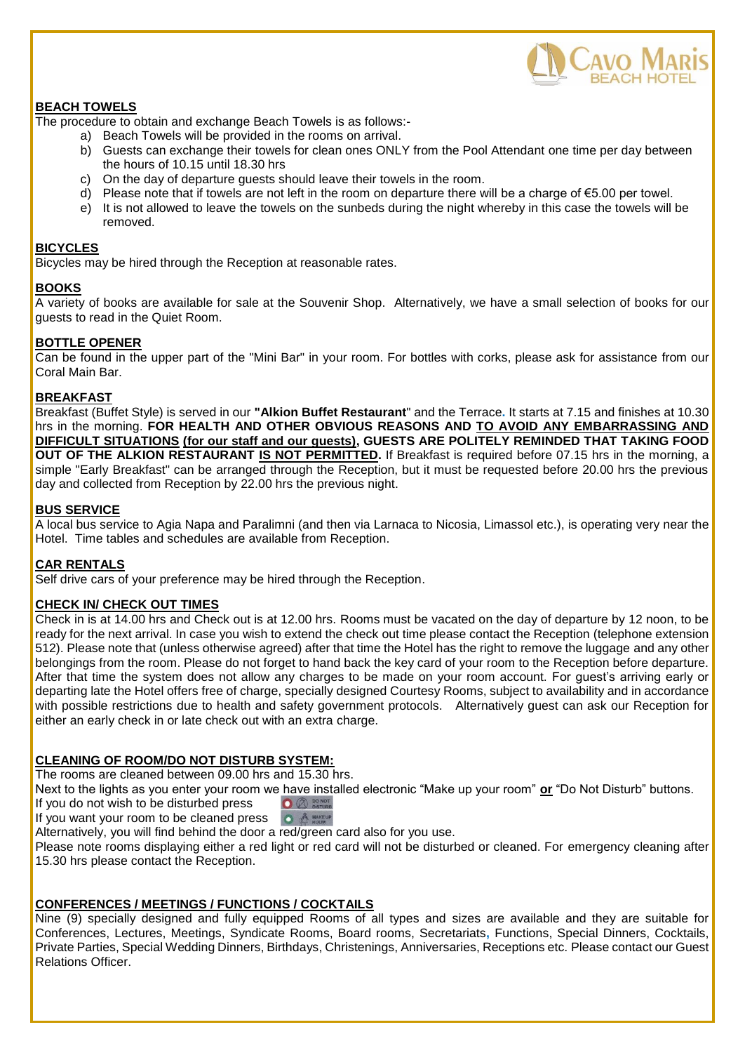**BEACH TOWELS**

The procedure to obtain and exchange Beach Towels is as follows:-

a) Beach Towels will be provided in the rooms on arrival.
b) Guests can exchange their towels for clean ones ONLY from the Pool Attendant one time per day between the hours of 10.15 until 18.30 hrs
c) On the day of departure guests should leave their towels in the room.
d) Please note that if towels are not left in the room on departure there will be a charge of €5.00 per towel.
e) It is not allowed to leave the towels on the sunbeds during the night whereby in this case the towels will be removed.

**BICYCLES**

Bicycles may be hired through the Reception at reasonable rates.

**BOOKS**

A variety of books are available for sale at the Souvenir Shop. Alternatively, we have a small selection of books for our guests to read in the Quiet Room.

**BOTTLE OPENER**

Can be found in the upper part of the "Mini Bar" in your room. For bottles with corks, please ask for assistance from our Coral Main Bar.

**BREAKFAST**

Breakfast (Buffet Style) is served in our **"Alkion Buffet Restaurant"** and the Terrace. It starts at 7.15 and finishes at 10.30 hrs in the morning. **FOR HEALTH AND OTHER OBVIOUS REASONS AND TO AVOID ANY EMBARRASSING AND DIFFICULT SITUATIONS (for our staff and our guests), GUESTS ARE POLITELY REMINDED THAT TAKING FOOD OUT OF THE ALKION RESTAURANT IS NOT PERMITTED.** If Breakfast is required before 07.15 hrs in the morning, a simple "Early Breakfast" can be arranged through the Reception, but it must be requested before 20.00 hrs the previous day and collected from Reception by 22.00 hrs the previous night.

**BUS SERVICE**

A local bus service to Agia Napa and Paralimni (and then via Larnaca to Nicosia, Limassol etc.), is operating very near the Hotel. Time tables and schedules are available from Reception.

**CAR RENTALS**

Self drive cars of your preference may be hired through the Reception.

**CHECK IN/ CHECK OUT TIMES**

Check in is at 14.00 hrs and Check out is at 12.00 hrs. Rooms must be vacated on the day of departure by 12 noon, to be ready for the next arrival. In case you wish to extend the check out time please contact the Reception (telephone extension 512). Please note that (unless otherwise agreed) after that time the Hotel has the right to remove the luggage and any other belongings from the room. Please do not forget to hand back the key card of your room to the Reception before departure. After that time the system does not allow any charges to be made on your room account. For guest's arriving early or departing late the Hotel offers free of charge, specially designed Courtesy Rooms, subject to availability and in accordance with possible restrictions due to health and safety government protocols. Alternatively guest can ask our Reception for either an early check in or late check out with an extra charge.

**CLEANING OF ROOM/DO NOT DISTURB SYSTEM:**

The rooms are cleaned between 09.00 hrs and 15.30 hrs.

Next to the lights as you enter your room we have installed electronic "Make up your room" **or** "Do Not Disturb" buttons.

If you do not wish to be disturbed press DO NOT DISTURB

If you want your room to be cleaned press MAKE UP ROOM

Alternatively, you will find behind the door a red/green card also for you use.

Please note rooms displaying either a red light or red card will not be disturbed or cleaned. For emergency cleaning after 15.30 hrs please contact the Reception.

**CONFERENCES / MEETINGS / FUNCTIONS / COCKTAILS**

Nine (9) specially designed and fully equipped Rooms of all types and sizes are available and they are suitable for Conferences, Lectures, Meetings, Syndicate Rooms, Board rooms, Secretariats, Functions, Special Dinners, Cocktails, Private Parties, Special Wedding Dinners, Birthdays, Christenings, Anniversaries, Receptions etc. Please contact our Guest Relations Officer.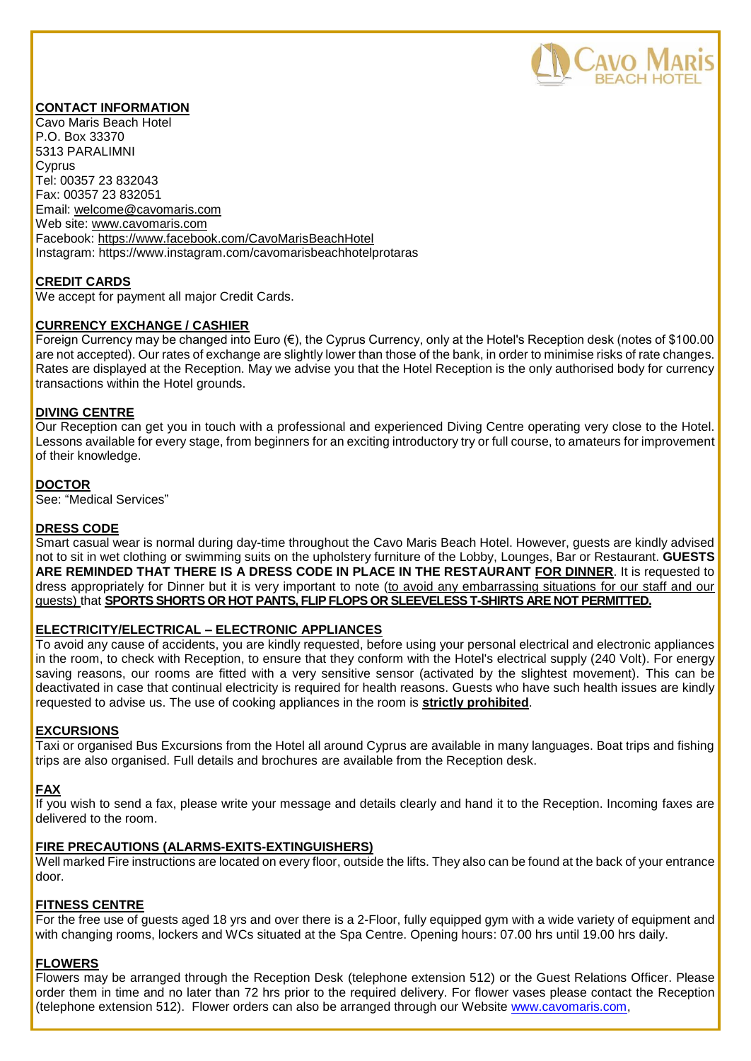## CONTACT INFORMATION

Cavo Maris Beach Hotel
P.O. Box 33370
5313 PARALIMNI
Cyprus
Tel: 00357 23 832043
Fax: 00357 23 832051
Email: welcome@cavomaris.com
Web site: www.cavomaris.com
Facebook: https://www.facebook.com/CavoMarisBeachHotel
Instagram: https://www.instagram.com/cavomarisbeachhotelprotaras

## CREDIT CARDS

We accept for payment all major Credit Cards.

## CURRENCY EXCHANGE / CASHIER

Foreign Currency may be changed into Euro (€), the Cyprus Currency, only at the Hotel's Reception desk (notes of $100.00 are not accepted). Our rates of exchange are slightly lower than those of the bank, in order to minimise risks of rate changes. Rates are displayed at the Reception. May we advise you that the Hotel Reception is the only authorised body for currency transactions within the Hotel grounds.

## DIVING CENTRE

Our Reception can get you in touch with a professional and experienced Diving Centre operating very close to the Hotel. Lessons available for every stage, from beginners for an exciting introductory try or full course, to amateurs for improvement of their knowledge.

## DOCTOR

See: "Medical Services"

## DRESS CODE

Smart casual wear is normal during day-time throughout the Cavo Maris Beach Hotel. However, guests are kindly advised not to sit in wet clothing or swimming suits on the upholstery furniture of the Lobby, Lounges, Bar or Restaurant. **GUESTS ARE REMINDED THAT THERE IS A DRESS CODE IN PLACE IN THE RESTAURANT FOR DINNER**. It is requested to dress appropriately for Dinner but it is very important to note (to avoid any embarrassing situations for our staff and our guests) that **SPORTS SHORTS OR HOT PANTS, FLIP FLOPS OR SLEEVELESS T-SHIRTS ARE NOT PERMITTED.**

## ELECTRICITY/ELECTRICAL – ELECTRONIC APPLIANCES

To avoid any cause of accidents, you are kindly requested, before using your personal electrical and electronic appliances in the room, to check with Reception, to ensure that they conform with the Hotel's electrical supply (240 Volt). For energy saving reasons, our rooms are fitted with a very sensitive sensor (activated by the slightest movement). This can be deactivated in case that continual electricity is required for health reasons. Guests who have such health issues are kindly requested to advise us. The use of cooking appliances in the room is **strictly prohibited**.

## EXCURSIONS

Taxi or organised Bus Excursions from the Hotel all around Cyprus are available in many languages. Boat trips and fishing trips are also organised. Full details and brochures are available from the Reception desk.

## FAX

If you wish to send a fax, please write your message and details clearly and hand it to the Reception. Incoming faxes are delivered to the room.

## FIRE PRECAUTIONS (ALARMS-EXITS-EXTINGUISHERS)

Well marked Fire instructions are located on every floor, outside the lifts. They also can be found at the back of your entrance door.

## FITNESS CENTRE

For the free use of guests aged 18 yrs and over there is a 2-Floor, fully equipped gym with a wide variety of equipment and with changing rooms, lockers and WCs situated at the Spa Centre. Opening hours: 07.00 hrs until 19.00 hrs daily.

## FLOWERS

Flowers may be arranged through the Reception Desk (telephone extension 512) or the Guest Relations Officer. Please order them in time and no later than 72 hrs prior to the required delivery. For flower vases please contact the Reception (telephone extension 512). Flower orders can also be arranged through our Website www.cavomaris.com,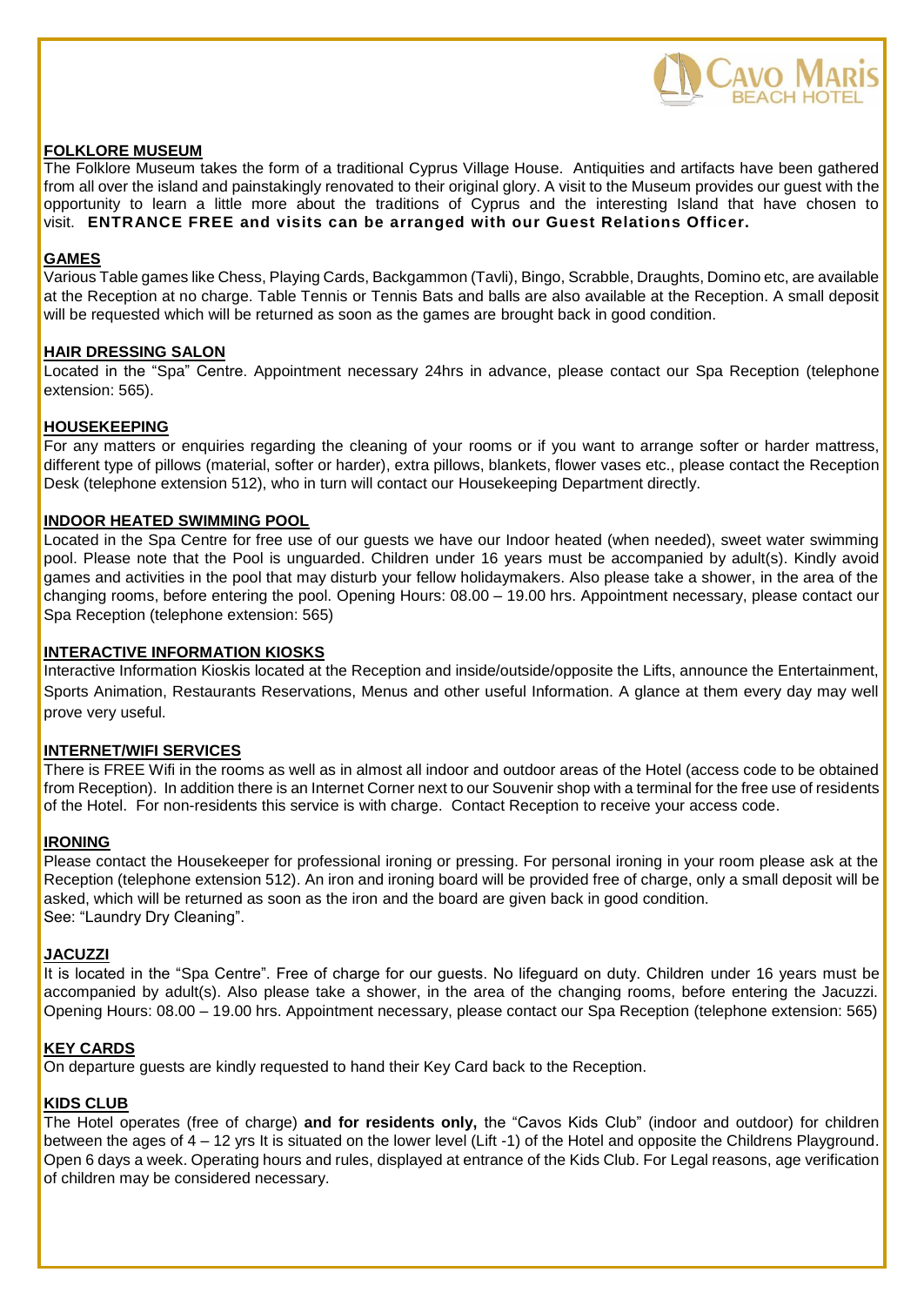## FOLKLORE MUSEUM

The Folklore Museum takes the form of a traditional Cyprus Village House. Antiquities and artifacts have been gathered from all over the island and painstakingly renovated to their original glory. A visit to the Museum provides our guest with the opportunity to learn a little more about the traditions of Cyprus and the interesting Island that have chosen to visit. **ENTRANCE FREE and visits can be arranged with our Guest Relations Officer.**

## GAMES

Various Table games like Chess, Playing Cards, Backgammon (Tavli), Bingo, Scrabble, Draughts, Domino etc, are available at the Reception at no charge. Table Tennis or Tennis Bats and balls are also available at the Reception. A small deposit will be requested which will be returned as soon as the games are brought back in good condition.

## HAIR DRESSING SALON

Located in the "Spa" Centre. Appointment necessary 24hrs in advance, please contact our Spa Reception (telephone extension: 565).

## HOUSEKEEPING

For any matters or enquiries regarding the cleaning of your rooms or if you want to arrange softer or harder mattress, different type of pillows (material, softer or harder), extra pillows, blankets, flower vases etc., please contact the Reception Desk (telephone extension 512), who in turn will contact our Housekeeping Department directly.

## INDOOR HEATED SWIMMING POOL

Located in the Spa Centre for free use of our guests we have our Indoor heated (when needed), sweet water swimming pool. Please note that the Pool is unguarded. Children under 16 years must be accompanied by adult(s). Kindly avoid games and activities in the pool that may disturb your fellow holidaymakers. Also please take a shower, in the area of the changing rooms, before entering the pool. Opening Hours: 08.00 – 19.00 hrs. Appointment necessary, please contact our Spa Reception (telephone extension: 565)

## INTERACTIVE INFORMATION KIOSKS

Interactive Information Kioskis located at the Reception and inside/outside/opposite the Lifts, announce the Entertainment, Sports Animation, Restaurants Reservations, Menus and other useful Information. A glance at them every day may well prove very useful.

## INTERNET/WIFI SERVICES

There is FREE Wifi in the rooms as well as in almost all indoor and outdoor areas of the Hotel (access code to be obtained from Reception). In addition there is an Internet Corner next to our Souvenir shop with a terminal for the free use of residents of the Hotel. For non-residents this service is with charge. Contact Reception to receive your access code.

## IRONING

Please contact the Housekeeper for professional ironing or pressing. For personal ironing in your room please ask at the Reception (telephone extension 512). An iron and ironing board will be provided free of charge, only a small deposit will be asked, which will be returned as soon as the iron and the board are given back in good condition.
See: "Laundry Dry Cleaning".

## JACUZZI

It is located in the "Spa Centre". Free of charge for our guests. No lifeguard on duty. Children under 16 years must be accompanied by adult(s). Also please take a shower, in the area of the changing rooms, before entering the Jacuzzi. Opening Hours: 08.00 – 19.00 hrs. Appointment necessary, please contact our Spa Reception (telephone extension: 565)

## KEY CARDS

On departure guests are kindly requested to hand their Key Card back to the Reception.

## KIDS CLUB

The Hotel operates (free of charge) **and for residents only,** the "Cavos Kids Club" (indoor and outdoor) for children between the ages of 4 – 12 yrs It is situated on the lower level (Lift -1) of the Hotel and opposite the Childrens Playground. Open 6 days a week. Operating hours and rules, displayed at entrance of the Kids Club. For Legal reasons, age verification of children may be considered necessary.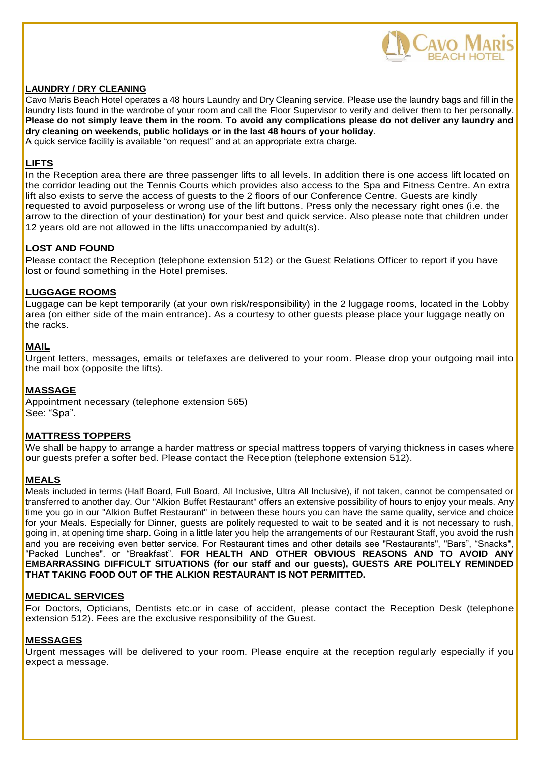## LAUNDRY / DRY CLEANING

Cavo Maris Beach Hotel operates a 48 hours Laundry and Dry Cleaning service. Please use the laundry bags and fill in the laundry lists found in the wardrobe of your room and call the Floor Supervisor to verify and deliver them to her personally. **Please do not simply leave them in the room**. **To avoid any complications please do not deliver any laundry and dry cleaning on weekends, public holidays or in the last 48 hours of your holiday**.
A quick service facility is available "on request" and at an appropriate extra charge.

## LIFTS

In the Reception area there are three passenger lifts to all levels. In addition there is one access lift located on the corridor leading out the Tennis Courts which provides also access to the Spa and Fitness Centre. An extra lift also exists to serve the access of guests to the 2 floors of our Conference Centre. Guests are kindly requested to avoid purposeless or wrong use of the lift buttons. Press only the necessary right ones (i.e. the arrow to the direction of your destination) for your best and quick service. Also please note that children under 12 years old are not allowed in the lifts unaccompanied by adult(s).

## LOST AND FOUND

Please contact the Reception (telephone extension 512) or the Guest Relations Officer to report if you have lost or found something in the Hotel premises.

## LUGGAGE ROOMS

Luggage can be kept temporarily (at your own risk/responsibility) in the 2 luggage rooms, located in the Lobby area (on either side of the main entrance). As a courtesy to other guests please place your luggage neatly on the racks.

## MAIL

Urgent letters, messages, emails or telefaxes are delivered to your room. Please drop your outgoing mail into the mail box (opposite the lifts).

## MASSAGE

Appointment necessary (telephone extension 565)
See: "Spa".

## MATTRESS TOPPERS

We shall be happy to arrange a harder mattress or special mattress toppers of varying thickness in cases where our guests prefer a softer bed. Please contact the Reception (telephone extension 512).

## MEALS

Meals included in terms (Half Board, Full Board, All Inclusive, Ultra All Inclusive), if not taken, cannot be compensated or transferred to another day. Our "Alkion Buffet Restaurant" offers an extensive possibility of hours to enjoy your meals. Any time you go in our "Alkion Buffet Restaurant" in between these hours you can have the same quality, service and choice for your Meals. Especially for Dinner, guests are politely requested to wait to be seated and it is not necessary to rush, going in, at opening time sharp. Going in a little later you help the arrangements of our Restaurant Staff, you avoid the rush and you are receiving even better service. For Restaurant times and other details see "Restaurants", "Bars", "Snacks", "Packed Lunches". or "Breakfast". **FOR HEALTH AND OTHER OBVIOUS REASONS AND TO AVOID ANY EMBARRASSING DIFFICULT SITUATIONS (for our staff and our guests), GUESTS ARE POLITELY REMINDED THAT TAKING FOOD OUT OF THE ALKION RESTAURANT IS NOT PERMITTED.**

## MEDICAL SERVICES

For Doctors, Opticians, Dentists etc.or in case of accident, please contact the Reception Desk (telephone extension 512). Fees are the exclusive responsibility of the Guest.

## MESSAGES

Urgent messages will be delivered to your room. Please enquire at the reception regularly especially if you expect a message.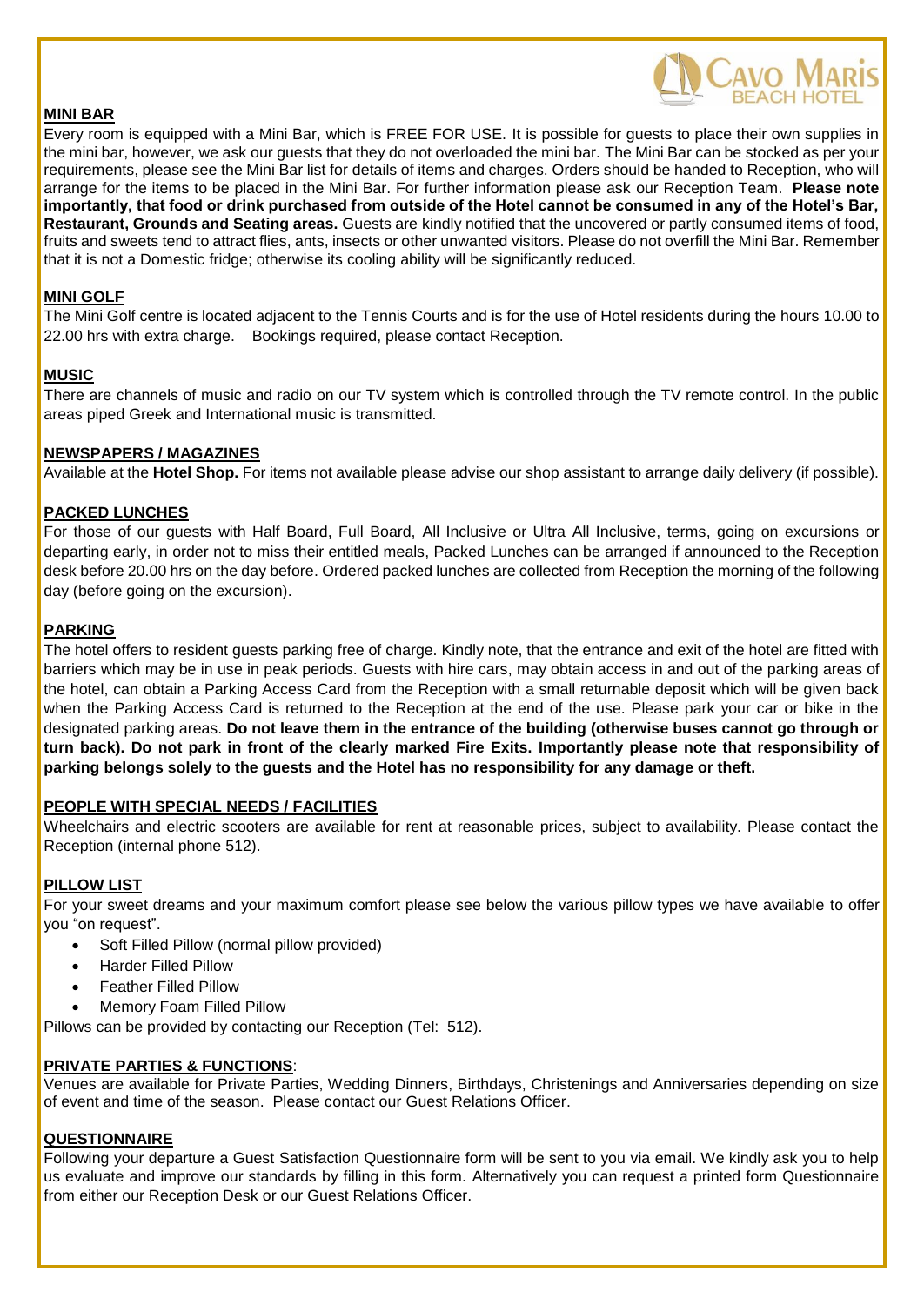## MINI BAR

Every room is equipped with a Mini Bar, which is FREE FOR USE. It is possible for guests to place their own supplies in the mini bar, however, we ask our guests that they do not overloaded the mini bar. The Mini Bar can be stocked as per your requirements, please see the Mini Bar list for details of items and charges. Orders should be handed to Reception, who will arrange for the items to be placed in the Mini Bar. For further information please ask our Reception Team. **Please note importantly, that food or drink purchased from outside of the Hotel cannot be consumed in any of the Hotel's Bar, Restaurant, Grounds and Seating areas.** Guests are kindly notified that the uncovered or partly consumed items of food, fruits and sweets tend to attract flies, ants, insects or other unwanted visitors. Please do not overfill the Mini Bar. Remember that it is not a Domestic fridge; otherwise its cooling ability will be significantly reduced.

## MINI GOLF

The Mini Golf centre is located adjacent to the Tennis Courts and is for the use of Hotel residents during the hours 10.00 to 22.00 hrs with extra charge. Bookings required, please contact Reception.

## MUSIC

There are channels of music and radio on our TV system which is controlled through the TV remote control. In the public areas piped Greek and International music is transmitted.

## NEWSPAPERS / MAGAZINES

Available at the **Hotel Shop.** For items not available please advise our shop assistant to arrange daily delivery (if possible).

## PACKED LUNCHES

For those of our guests with Half Board, Full Board, All Inclusive or Ultra All Inclusive, terms, going on excursions or departing early, in order not to miss their entitled meals, Packed Lunches can be arranged if announced to the Reception desk before 20.00 hrs on the day before. Ordered packed lunches are collected from Reception the morning of the following day (before going on the excursion).

## PARKING

The hotel offers to resident guests parking free of charge. Kindly note, that the entrance and exit of the hotel are fitted with barriers which may be in use in peak periods. Guests with hire cars, may obtain access in and out of the parking areas of the hotel, can obtain a Parking Access Card from the Reception with a small returnable deposit which will be given back when the Parking Access Card is returned to the Reception at the end of the use. Please park your car or bike in the designated parking areas. **Do not leave them in the entrance of the building (otherwise buses cannot go through or turn back). Do not park in front of the clearly marked Fire Exits. Importantly please note that responsibility of parking belongs solely to the guests and the Hotel has no responsibility for any damage or theft.**

## PEOPLE WITH SPECIAL NEEDS / FACILITIES

Wheelchairs and electric scooters are available for rent at reasonable prices, subject to availability. Please contact the Reception (internal phone 512).

## PILLOW LIST

For your sweet dreams and your maximum comfort please see below the various pillow types we have available to offer you "on request".

- Soft Filled Pillow (normal pillow provided)
- Harder Filled Pillow
- Feather Filled Pillow
- Memory Foam Filled Pillow

Pillows can be provided by contacting our Reception (Tel: 512).

## PRIVATE PARTIES & FUNCTIONS:

Venues are available for Private Parties, Wedding Dinners, Birthdays, Christenings and Anniversaries depending on size of event and time of the season. Please contact our Guest Relations Officer.

## QUESTIONNAIRE

Following your departure a Guest Satisfaction Questionnaire form will be sent to you via email. We kindly ask you to help us evaluate and improve our standards by filling in this form. Alternatively you can request a printed form Questionnaire from either our Reception Desk or our Guest Relations Officer.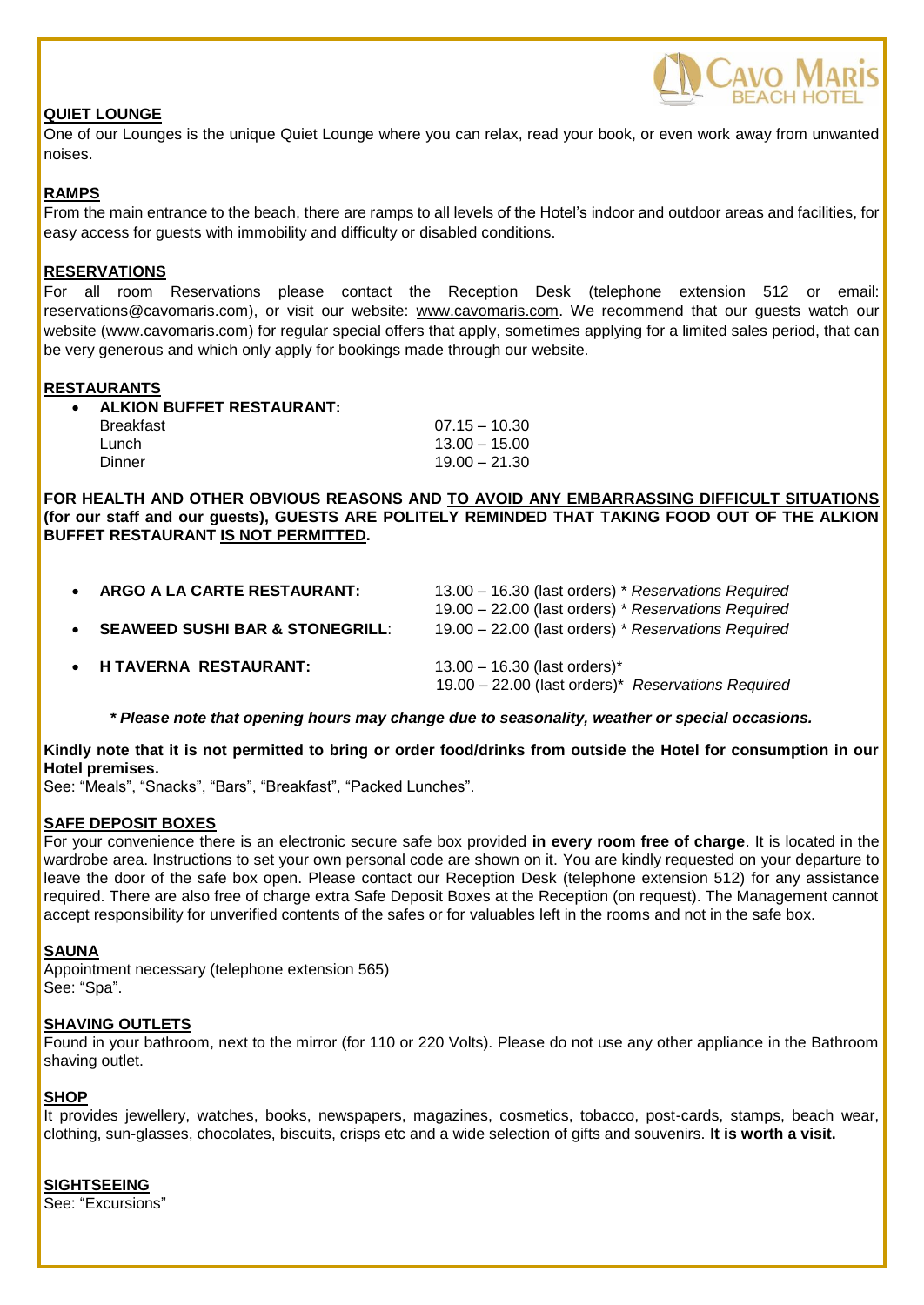## QUIET LOUNGE

One of our Lounges is the unique Quiet Lounge where you can relax, read your book, or even work away from unwanted noises.

## RAMPS

From the main entrance to the beach, there are ramps to all levels of the Hotel's indoor and outdoor areas and facilities, for easy access for guests with immobility and difficulty or disabled conditions.

## RESERVATIONS

For all room Reservations please contact the Reception Desk (telephone extension 512 or email: reservations@cavomaris.com), or visit our website: www.cavomaris.com. We recommend that our guests watch our website (www.cavomaris.com) for regular special offers that apply, sometimes applying for a limited sales period, that can be very generous and which only apply for bookings made through our website.

## RESTAURANTS

- **ALKION BUFFET RESTAURANT:**

| | |
|---|---|
| Breakfast | 07.15 – 10.30 |
| Lunch | 13.00 – 15.00 |
| Dinner | 19.00 – 21.30 |

**FOR HEALTH AND OTHER OBVIOUS REASONS AND TO AVOID ANY EMBARRASSING DIFFICULT SITUATIONS (for our staff and our guests), GUESTS ARE POLITELY REMINDED THAT TAKING FOOD OUT OF THE ALKION BUFFET RESTAURANT IS NOT PERMITTED.**

- **ARGO A LA CARTE RESTAURANT:** 13.00 – 16.30 (last orders) * *Reservations Required*
  19.00 – 22.00 (last orders) * *Reservations Required*
- **SEAWEED SUSHI BAR & STONEGRILL**: 19.00 – 22.00 (last orders) * *Reservations Required*
- **H TAVERNA RESTAURANT:** 13.00 – 16.30 (last orders)*
  19.00 – 22.00 (last orders)* *Reservations Required*

***Please note that opening hours may change due to seasonality, weather or special occasions.***

**Kindly note that it is not permitted to bring or order food/drinks from outside the Hotel for consumption in our Hotel premises.**

See: "Meals", "Snacks", "Bars", "Breakfast", "Packed Lunches".

## SAFE DEPOSIT BOXES

For your convenience there is an electronic secure safe box provided **in every room free of charge**. It is located in the wardrobe area. Instructions to set your own personal code are shown on it. You are kindly requested on your departure to leave the door of the safe box open. Please contact our Reception Desk (telephone extension 512) for any assistance required. There are also free of charge extra Safe Deposit Boxes at the Reception (on request). The Management cannot accept responsibility for unverified contents of the safes or for valuables left in the rooms and not in the safe box.

## SAUNA

Appointment necessary (telephone extension 565)

See: "Spa".

## SHAVING OUTLETS

Found in your bathroom, next to the mirror (for 110 or 220 Volts). Please do not use any other appliance in the Bathroom shaving outlet.

## SHOP

It provides jewellery, watches, books, newspapers, magazines, cosmetics, tobacco, post-cards, stamps, beach wear, clothing, sun-glasses, chocolates, biscuits, crisps etc and a wide selection of gifts and souvenirs. **It is worth a visit.**

## SIGHTSEEING

See: "Excursions"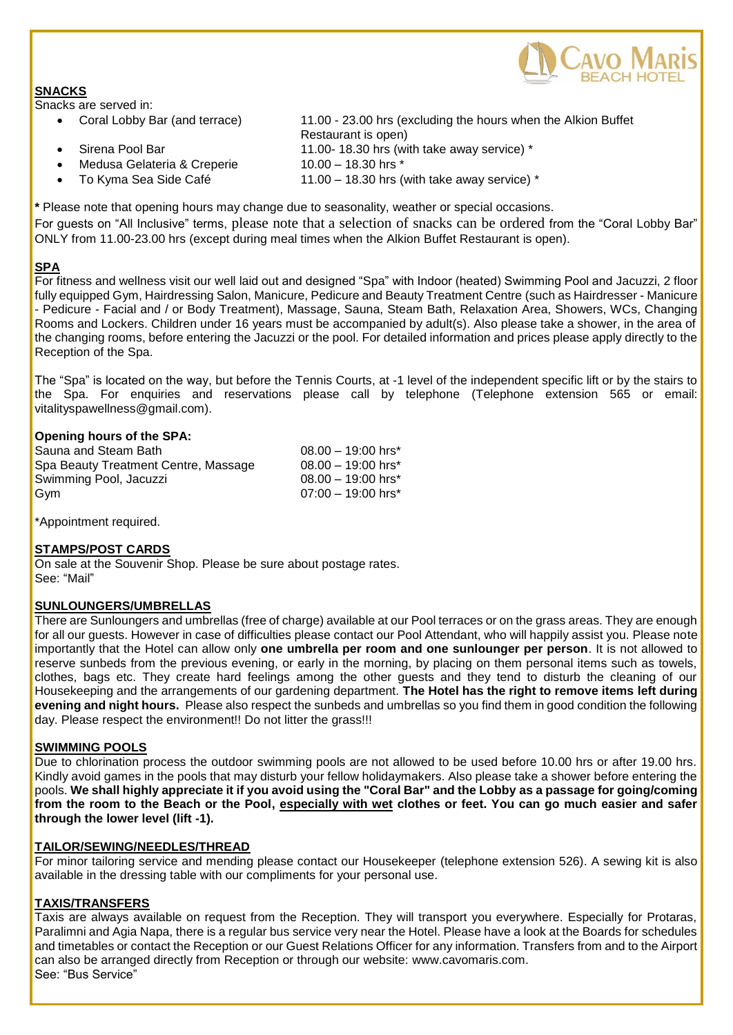## SNACKS

Snacks are served in:

- Coral Lobby Bar (and terrace) — 11.00 - 23.00 hrs (excluding the hours when the Alkion Buffet Restaurant is open)
- Sirena Pool Bar — 11.00- 18.30 hrs (with take away service) *
- Medusa Gelateria & Creperie — 10.00 – 18.30 hrs *
- To Kyma Sea Side Café — 11.00 – 18.30 hrs (with take away service) *

**\*** Please note that opening hours may change due to seasonality, weather or special occasions.

For guests on "All Inclusive" terms, please note that a selection of snacks can be ordered from the "Coral Lobby Bar" ONLY from 11.00-23.00 hrs (except during meal times when the Alkion Buffet Restaurant is open).

## SPA

For fitness and wellness visit our well laid out and designed "Spa" with Indoor (heated) Swimming Pool and Jacuzzi, 2 floor fully equipped Gym, Hairdressing Salon, Manicure, Pedicure and Beauty Treatment Centre (such as Hairdresser - Manicure - Pedicure - Facial and / or Body Treatment), Massage, Sauna, Steam Bath, Relaxation Area, Showers, WCs, Changing Rooms and Lockers. Children under 16 years must be accompanied by adult(s). Also please take a shower, in the area of the changing rooms, before entering the Jacuzzi or the pool. For detailed information and prices please apply directly to the Reception of the Spa.

The "Spa" is located on the way, but before the Tennis Courts, at -1 level of the independent specific lift or by the stairs to the Spa. For enquiries and reservations please call by telephone (Telephone extension 565 or email: vitalityspawellness@gmail.com).

**Opening hours of the SPA:**

| | |
|---|---|
| Sauna and Steam Bath | 08.00 – 19:00 hrs* |
| Spa Beauty Treatment Centre, Massage | 08.00 – 19:00 hrs* |
| Swimming Pool, Jacuzzi | 08.00 – 19:00 hrs* |
| Gym | 07:00 – 19:00 hrs* |

*Appointment required.

## STAMPS/POST CARDS

On sale at the Souvenir Shop. Please be sure about postage rates.
See: "Mail"

## SUNLOUNGERS/UMBRELLAS

There are Sunloungers and umbrellas (free of charge) available at our Pool terraces or on the grass areas. They are enough for all our guests. However in case of difficulties please contact our Pool Attendant, who will happily assist you. Please note importantly that the Hotel can allow only **one umbrella per room and one sunlounger per person**. It is not allowed to reserve sunbeds from the previous evening, or early in the morning, by placing on them personal items such as towels, clothes, bags etc. They create hard feelings among the other guests and they tend to disturb the cleaning of our Housekeeping and the arrangements of our gardening department. **The Hotel has the right to remove items left during evening and night hours.** Please also respect the sunbeds and umbrellas so you find them in good condition the following day. Please respect the environment!! Do not litter the grass!!!

## SWIMMING POOLS

Due to chlorination process the outdoor swimming pools are not allowed to be used before 10.00 hrs or after 19.00 hrs. Kindly avoid games in the pools that may disturb your fellow holidaymakers. Also please take a shower before entering the pools. **We shall highly appreciate it if you avoid using the "Coral Bar" and the Lobby as a passage for going/coming from the room to the Beach or the Pool, <u>especially with wet</u> clothes or feet. You can go much easier and safer through the lower level (lift -1).**

## TAILOR/SEWING/NEEDLES/THREAD

For minor tailoring service and mending please contact our Housekeeper (telephone extension 526). A sewing kit is also available in the dressing table with our compliments for your personal use.

## TAXIS/TRANSFERS

Taxis are always available on request from the Reception. They will transport you everywhere. Especially for Protaras, Paralimni and Agia Napa, there is a regular bus service very near the Hotel. Please have a look at the Boards for schedules and timetables or contact the Reception or our Guest Relations Officer for any information. Transfers from and to the Airport can also be arranged directly from Reception or through our website: www.cavomaris.com.
See: "Bus Service"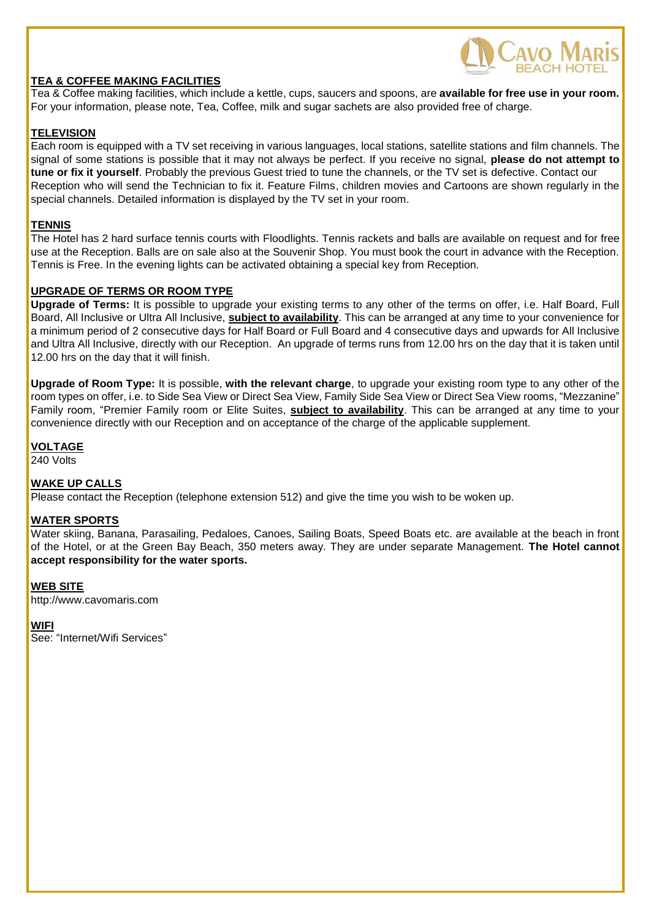## TEA & COFFEE MAKING FACILITIES

Tea & Coffee making facilities, which include a kettle, cups, saucers and spoons, are **available for free use in your room.** For your information, please note, Tea, Coffee, milk and sugar sachets are also provided free of charge.

## TELEVISION

Each room is equipped with a TV set receiving in various languages, local stations, satellite stations and film channels. The signal of some stations is possible that it may not always be perfect. If you receive no signal, **please do not attempt to tune or fix it yourself**. Probably the previous Guest tried to tune the channels, or the TV set is defective. Contact our Reception who will send the Technician to fix it. Feature Films, children movies and Cartoons are shown regularly in the special channels. Detailed information is displayed by the TV set in your room.

## TENNIS

The Hotel has 2 hard surface tennis courts with Floodlights. Tennis rackets and balls are available on request and for free use at the Reception. Balls are on sale also at the Souvenir Shop. You must book the court in advance with the Reception. Tennis is Free. In the evening lights can be activated obtaining a special key from Reception.

## UPGRADE OF TERMS OR ROOM TYPE

**Upgrade of Terms:** It is possible to upgrade your existing terms to any other of the terms on offer, i.e. Half Board, Full Board, All Inclusive or Ultra All Inclusive, **subject to availability**. This can be arranged at any time to your convenience for a minimum period of 2 consecutive days for Half Board or Full Board and 4 consecutive days and upwards for All Inclusive and Ultra All Inclusive, directly with our Reception. An upgrade of terms runs from 12.00 hrs on the day that it is taken until 12.00 hrs on the day that it will finish.

**Upgrade of Room Type:** It is possible, **with the relevant charge**, to upgrade your existing room type to any other of the room types on offer, i.e. to Side Sea View or Direct Sea View, Family Side Sea View or Direct Sea View rooms, "Mezzanine" Family room, "Premier Family room or Elite Suites, **subject to availability**. This can be arranged at any time to your convenience directly with our Reception and on acceptance of the charge of the applicable supplement.

## VOLTAGE

240 Volts

## WAKE UP CALLS

Please contact the Reception (telephone extension 512) and give the time you wish to be woken up.

## WATER SPORTS

Water skiing, Banana, Parasailing, Pedaloes, Canoes, Sailing Boats, Speed Boats etc. are available at the beach in front of the Hotel, or at the Green Bay Beach, 350 meters away. They are under separate Management. **The Hotel cannot accept responsibility for the water sports.**

## WEB SITE

http://www.cavomaris.com

## WIFI

See: "Internet/Wifi Services"